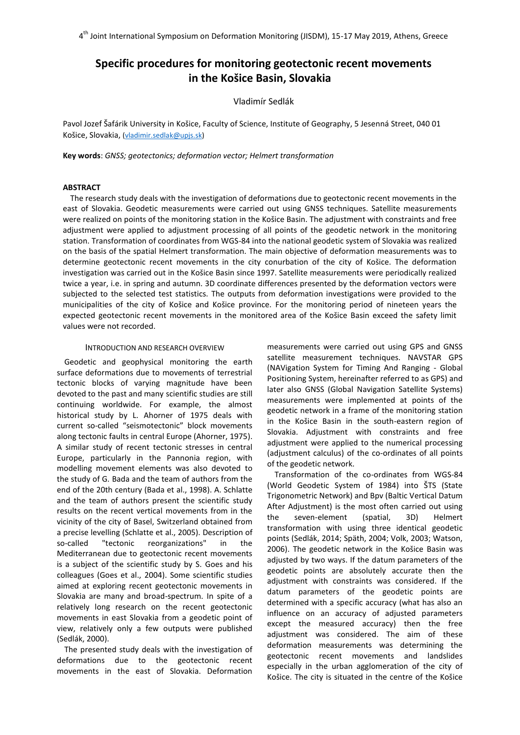# Specific procedures for monitoring geotectonic recent movements in the Košice Basin, Slovakia

Vladimír Sedlák

Pavol Jozef Šafárik University in Košice, Faculty of Science, Institute of Geography, 5 Jesenná Street, 040 01 Košice, Slovakia, (vladimir.sedlak@upjs.sk)

**Key words**: *GNSS; geotectonics; deformation vector; Helmert transformation*

## ABSTRACT

The research study deals with the investigation of deformations due to geotectonic recent movements in the east of Slovakia. Geodetic measurements were carried out using GNSS techniques. Satellite measurements were realized on points of the monitoring station in the Košice Basin. The adjustment with constraints and free adjustment were applied to adjustment processing of all points of the geodetic network in the monitoring station. Transformation of coordinates from WGS-84 into the national geodetic system of Slovakia was realized on the basis of the spatial Helmert transformation. The main objective of deformation measurements was to determine geotectonic recent movements in the city conurbation of the city of Košice. The deformation investigation was carried out in the Košice Basin since 1997. Satellite measurements were periodically realized twice a year, i.e. in spring and autumn. 3D coordinate differences presented by the deformation vectors were subjected to the selected test statistics. The outputs from deformation investigations were provided to the municipalities of the city of Košice and Košice province. For the monitoring period of nineteen years the expected geotectonic recent movements in the monitored area of the Košice Basin exceed the safety limit values were not recorded.

## INTRODUCTION AND RESEARCH OVERVIEW

Geodetic and geophysical monitoring the earth surface deformations due to movements of terrestrial tectonic blocks of varying magnitude have been devoted to the past and many scientific studies are still continuing worldwide. For example, the almost historical study by L. Ahorner of 1975 deals with current so-called "seismotectonic" block movements along tectonic faults in central Europe (Ahorner, 1975). A similar study of recent tectonic stresses in central Europe, particularly in the Pannonia region, with modelling movement elements was also devoted to the study of G. Bada and the team of authors from the end of the 20th century (Bada et al., 1998). A. Schlatte and the team of authors present the scientific study results on the recent vertical movements from in the vicinity of the city of Basel, Switzerland obtained from a precise levelling (Schlatte et al., 2005). Description of so-called "tectonic reorganizations" in the Mediterranean due to geotectonic recent movements is a subject of the scientific study by S. Goes and his colleagues (Goes et al., 2004). Some scientific studies aimed at exploring recent geotectonic movements in Slovakia are many and broad-spectrum. In spite of a relatively long research on the recent geotectonic movements in east Slovakia from a geodetic point of view, relatively only a few outputs were published (Sedlák, 2000).

The presented study deals with the investigation of deformations due to the geotectonic recent movements in the east of Slovakia. Deformation measurements were carried out using GPS and GNSS satellite measurement techniques. NAVSTAR GPS (NAVigation System for Timing And Ranging - Global Positioning System, hereinafter referred to as GPS) and later also GNSS (Global Navigation Satellite Systems) measurements were implemented at points of the geodetic network in a frame of the monitoring station in the Košice Basin in the south-eastern region of Slovakia. Adjustment with constraints and free adjustment were applied to the numerical processing (adjustment calculus) of the co-ordinates of all points of the geodetic network.

Transformation of the co-ordinates from WGS-84 (World Geodetic System of 1984) into ŠTS (State Trigonometric Network) and Bpv (Baltic Vertical Datum After Adjustment) is the most often carried out using the seven-element (spatial, 3D) Helmert transformation with using three identical geodetic points (Sedlák, 2014; Späth, 2004; Volk, 2003; Watson, 2006). The geodetic network in the Košice Basin was adjusted by two ways. If the datum parameters of the geodetic points are absolutely accurate then the adjustment with constraints was considered. If the datum parameters of the geodetic points are determined with a specific accuracy (what has also an influence on an accuracy of adjusted parameters except the measured accuracy) then the free adjustment was considered. The aim of these deformation measurements was determining the geotectonic recent movements and landslides especially in the urban agglomeration of the city of Košice. The city is situated in the centre of the Košice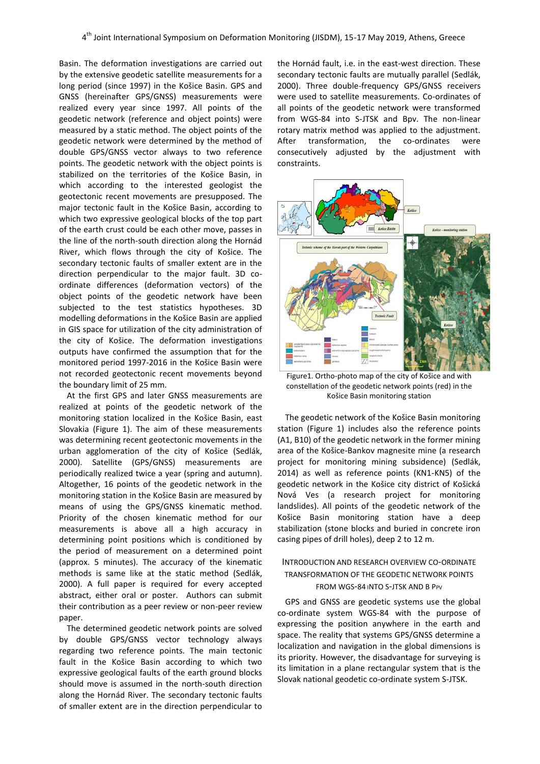Basin. The deformation investigations are carried out by the extensive geodetic satellite measurements for a long period (since 1997) in the Košice Basin. GPS and GNSS (hereinafter GPS/GNSS) measurements were realized every year since 1997. All points of the geodetic network (reference and object points) were measured by a static method. The object points of the geodetic network were determined by the method of double GPS/GNSS vector always to two reference points. The geodetic network with the object points is stabilized on the territories of the Košice Basin, in which according to the interested geologist the geotectonic recent movements are presupposed. The major tectonic fault in the Košice Basin, according to which two expressive geological blocks of the top part of the earth crust could be each other move, passes in the line of the north-south direction along the Hornád River, which flows through the city of Košice. The secondary tectonic faults of smaller extent are in the direction perpendicular to the major fault. 3D co-ordinate differences (deformation vectors) of the object points of the geodetic network have been subjected to the test statistics hypotheses. 3D modelling deformations in the Košice Basin are applied in GIS space for utilization of the city administration of the city of Košice. The deformation investigations outputs have confirmed the assumption that for the monitored period 1997-2016 in the Košice Basin were not recorded geotectonic recent movements beyond the boundary limit of 25 mm.

At the first GPS and later GNSS measurements are realized at points of the geodetic network of the monitoring station localized in the Košice Basin, east Slovakia (Figure 1). The aim of these measurements was determining recent geotectonic movements in the urban agglomeration of the city of Košice (Sedlák, 2000). Satellite (GPS/GNSS) measurements are periodically realized twice a year (spring and autumn). Altogether, 16 points of the geodetic network in the monitoring station in the Košice Basin are measured by means of using the GPS/GNSS kinematic method. Priority of the chosen kinematic method for our measurements is above all a high accuracy in determining point positions which is conditioned by the period of measurement on a determined point (approx. 5 minutes). The accuracy of the kinematic methods is same like at the static method (Sedlák, 2000). A full paper is required for every accepted abstract, either oral or poster. Authors can submit their contribution as a peer review or non-peer review paper.

The determined geodetic network points are solved by double GPS/GNSS vector technology always regarding two reference points. The main tectonic fault in the Košice Basin according to which two expressive geological faults of the earth ground blocks should move is assumed in the north-south direction along the Hornád River. The secondary tectonic faults of smaller extent are in the direction perpendicular to the Hornád fault, i.e. in the east-west direction. These secondary tectonic faults are mutually parallel (Sedlák, 2000). Three double-frequency GPS/GNSS receivers were used to satellite measurements. Co-ordinates of all points of the geodetic network were transformed from WGS-84 into S-JTSK and Bpv. The non-linear rotary matrix method was applied to the adjustment. After transformation, the co-ordinates were consecutively adjusted by the adjustment with constraints.

Figure1. Ortho-photo map of the city of Košice and with constellation of the geodetic network points (red) in the Košice Basin monitoring station

The geodetic network of the Košice Basin monitoring station (Figure 1) includes also the reference points (A1, B10) of the geodetic network in the former mining area of the Košice-Bankov magnesite mine (a research project for monitoring mining subsidence) (Sedlák, 2014) as well as reference points (KN1-KN5) of the geodetic network in the Košice city district of Košická Nová Ves (a research project for monitoring landslides). All points of the geodetic network of the Košice Basin monitoring station have a deep stabilization (stone blocks and buried in concrete iron casing pipes of drill holes), deep 2 to 12 m.

## INTRODUCTION AND RESEARCH OVERVIEW CO-ORDINATE TRANSFORMATION OF THE GEODETIC NETWORK POINTS FROM WGS-84 INTO S-JTSK AND B PPV

GPS and GNSS are geodetic systems use the global co-ordinate system WGS-84 with the purpose of expressing the position anywhere in the earth and space. The reality that systems GPS/GNSS determine a localization and navigation in the global dimensions is its priority. However, the disadvantage for surveying is its limitation in a plane rectangular system that is the Slovak national geodetic co-ordinate system S-JTSK.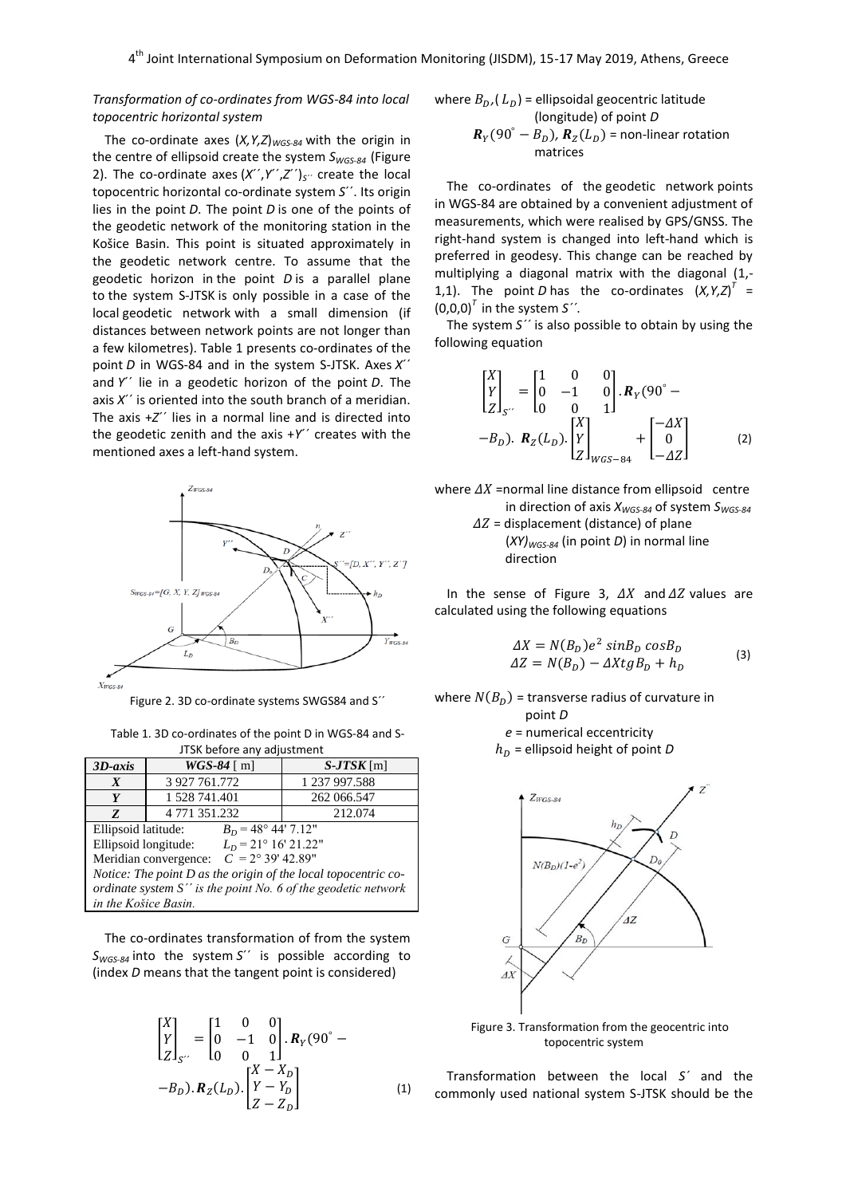*Transformation of co-ordinates from WGS-84 into local topocentric horizontal system*

The co-ordinate axes $(X,Y,Z)_{WGS-84}$ with the origin in the centre of ellipsoid create the system $S_{WGS-84}$ (Figure 2). The co-ordinate axes $(X'',Y'',Z'')_{S''}$ create the local topocentric horizontal co-ordinate system $S''$. Its origin lies in the point $D$. The point $D$ is one of the points of the geodetic network of the monitoring station in the Košice Basin. This point is situated approximately in the geodetic network centre. To assume that the geodetic horizon in the point $D$ is a parallel plane to the system S-JTSK is only possible in a case of the local geodetic network with a small dimension (if distances between network points are not longer than a few kilometres). Table 1 presents co-ordinates of the point $D$ in WGS-84 and in the system S-JTSK. Axes $X''$ and $Y''$ lie in a geodetic horizon of the point $D$. The axis $X''$ is oriented into the south branch of a meridian. The axis $+Z''$ lies in a normal line and is directed into the geodetic zenith and the axis $+Y''$ creates with the mentioned axes a left-hand system.

Figure 2. 3D co-ordinate systems SWGS84 and S´´

Table 1. 3D co-ordinates of the point D in WGS-84 and S-JTSK before any adjustment

| ***3D-axis*** | ***WGS-84*** [ m] | ***S-JTSK*** [m] |
|---|---|---|
| ***X*** | 3 927 761.772 | 1 237 997.588 |
| ***Y*** | 1 528 741.401 | 262 066.547 |
| ***Z*** | 4 771 351.232 | 212.074 |
| Ellipsoid latitude: $B_D = 48°\ 44'\ 7.12''$ | | |
| Ellipsoid longitude: $L_D = 21°\ 16'\ 21.22''$ | | |
| Meridian convergence: $C = 2°\ 39'\ 42.89''$ | | |
| *Notice: The point D as the origin of the local topocentric co-ordinate system S´´ is the point No. 6 of the geodetic network in the Košice Basin.* | | |

The co-ordinates transformation of from the system $S_{WGS-84}$ into the system $S''$ is possible according to (index $D$ means that the tangent point is considered)

$$\begin{bmatrix} X \\ Y \\ Z \end{bmatrix}_{S''} = \begin{bmatrix} 1 & 0 & 0 \\ 0 & -1 & 0 \\ 0 & 0 & 1 \end{bmatrix} . \boldsymbol{R}_Y(90^\circ - B_D) . \boldsymbol{R}_Z(L_D) . \begin{bmatrix} X - X_D \\ Y - Y_D \\ Z - Z_D \end{bmatrix} \tag{1}$$

where $B_D$,$(L_D)$ = ellipsoidal geocentric latitude (longitude) of point $D$

$\boldsymbol{R}_Y(90^\circ - B_D)$, $\boldsymbol{R}_Z(L_D)$ = non-linear rotation matrices

The co-ordinates of the geodetic network points in WGS-84 are obtained by a convenient adjustment of measurements, which were realised by GPS/GNSS. The right-hand system is changed into left-hand which is preferred in geodesy. This change can be reached by multiplying a diagonal matrix with the diagonal (1,-1,1). The point $D$ has the co-ordinates $(X,Y,Z)^T = (0,0,0)^T$ in the system $S''$.

The system $S''$ is also possible to obtain by using the following equation

$$\begin{bmatrix} X \\ Y \\ Z \end{bmatrix}_{S''} = \begin{bmatrix} 1 & 0 & 0 \\ 0 & -1 & 0 \\ 0 & 0 & 1 \end{bmatrix} . \boldsymbol{R}_Y(90^\circ - B_D) . \ \boldsymbol{R}_Z(L_D) . \begin{bmatrix} X \\ Y \\ Z \end{bmatrix}_{WGS-84} + \begin{bmatrix} -\Delta X \\ 0 \\ -\Delta Z \end{bmatrix} \tag{2}$$

where $\Delta X$ =normal line distance from ellipsoid centre in direction of axis $X_{WGS-84}$ of system $S_{WGS-84}$

$\Delta Z$ = displacement (distance) of plane $(XY)_{WGS-84}$ (in point $D$) in normal line direction

In the sense of Figure 3, $\Delta X$ and $\Delta Z$ values are calculated using the following equations

$$\begin{aligned} \Delta X &= N(B_D)e^2 \sin B_D \cos B_D \\ \Delta Z &= N(B_D) - \Delta X tg B_D + h_D \end{aligned} \tag{3}$$

where $N(B_D)$ = transverse radius of curvature in point $D$

$e$ = numerical eccentricity

$h_D$ = ellipsoid height of point $D$

Figure 3. Transformation from the geocentric into topocentric system

Transformation between the local $S'$ and the commonly used national system S-JTSK should be the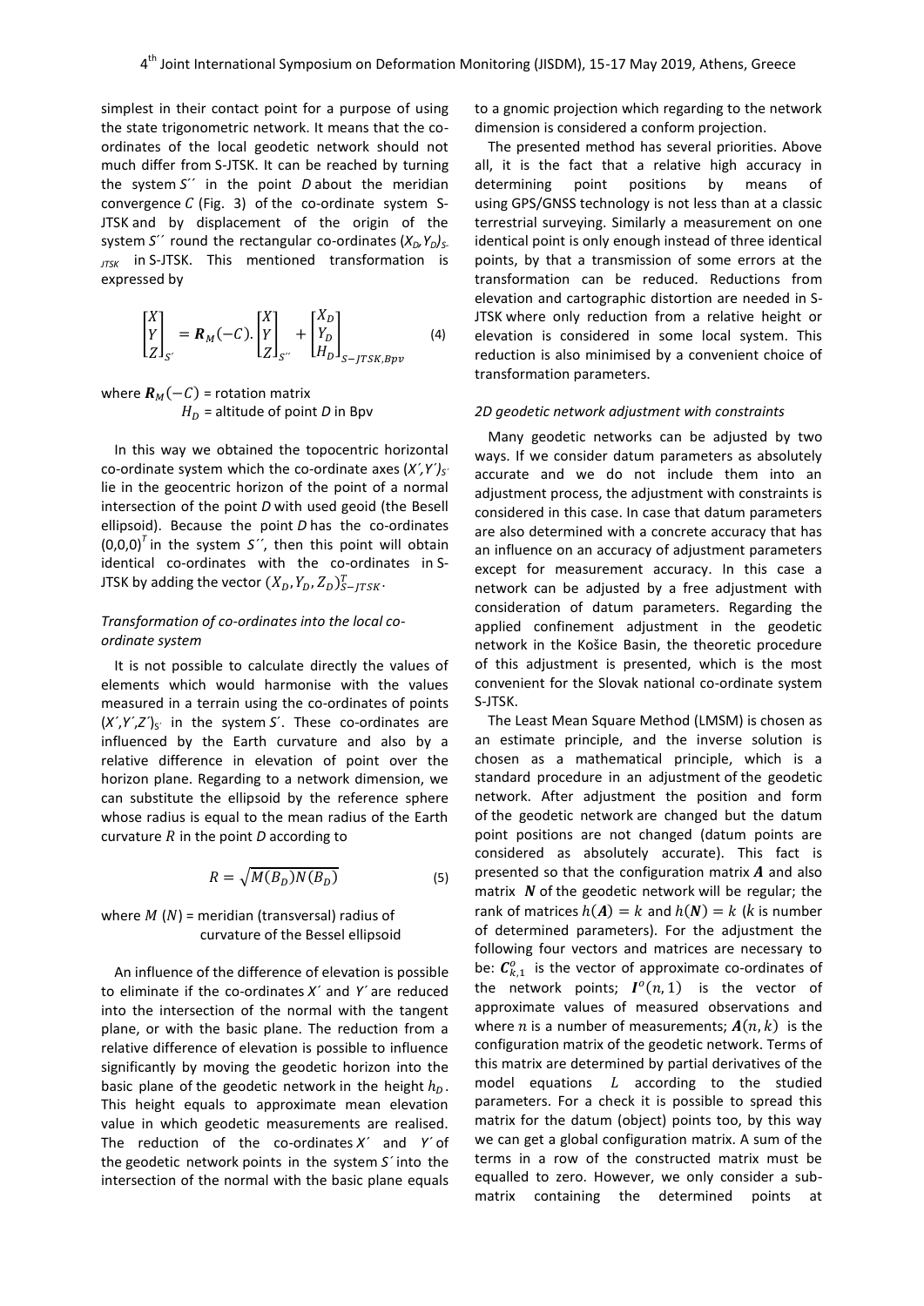simplest in their contact point for a purpose of using the state trigonometric network. It means that the co-ordinates of the local geodetic network should not much differ from S-JTSK. It can be reached by turning the system $S''$ in the point $D$ about the meridian convergence $C$ (Fig. 3) of the co-ordinate system S-JTSK and by displacement of the origin of the system $S''$ round the rectangular co-ordinates $(X_D, Y_D)_{S\text{-}JTSK}$ in S-JTSK. This mentioned transformation is expressed by

$$\begin{bmatrix} X \\ Y \\ Z \end{bmatrix}_{S'} = \boldsymbol{R}_M(-C).\begin{bmatrix} X \\ Y \\ Z \end{bmatrix}_{S''} + \begin{bmatrix} X_D \\ Y_D \\ H_D \end{bmatrix}_{S-JTSK,Bpv} \tag{4}$$

where $\boldsymbol{R}_M(-C)$ = rotation matrix
$H_D$ = altitude of point $D$ in Bpv

In this way we obtained the topocentric horizontal co-ordinate system which the co-ordinate axes $(X', Y')_{S'}$ lie in the geocentric horizon of the point of a normal intersection of the point $D$ with used geoid (the Besell ellipsoid). Because the point $D$ has the co-ordinates $(0,0,0)^T$ in the system $S''$, then this point will obtain identical co-ordinates with the co-ordinates in S-JTSK by adding the vector $(X_D, Y_D, Z_D)^T_{S-JTSK}$.

### *Transformation of co-ordinates into the local co-ordinate system*

It is not possible to calculate directly the values of elements which would harmonise with the values measured in a terrain using the co-ordinates of points $(X', Y', Z')_{S'}$ in the system $S'$. These co-ordinates are influenced by the Earth curvature and also by a relative difference in elevation of point over the horizon plane. Regarding to a network dimension, we can substitute the ellipsoid by the reference sphere whose radius is equal to the mean radius of the Earth curvature $R$ in the point $D$ according to

$$R = \sqrt{M(B_D)N(B_D)} \tag{5}$$

where $M$ ($N$) = meridian (transversal) radius of curvature of the Bessel ellipsoid

An influence of the difference of elevation is possible to eliminate if the co-ordinates $X'$ and $Y'$ are reduced into the intersection of the normal with the tangent plane, or with the basic plane. The reduction from a relative difference of elevation is possible to influence significantly by moving the geodetic horizon into the basic plane of the geodetic network in the height $h_D$. This height equals to approximate mean elevation value in which geodetic measurements are realised. The reduction of the co-ordinates $X'$ and $Y'$ of the geodetic network points in the system $S'$ into the intersection of the normal with the basic plane equals to a gnomic projection which regarding to the network dimension is considered a conform projection.

The presented method has several priorities. Above all, it is the fact that a relative high accuracy in determining point positions by means of using GPS/GNSS technology is not less than at a classic terrestrial surveying. Similarly a measurement on one identical point is only enough instead of three identical points, by that a transmission of some errors at the transformation can be reduced. Reductions from elevation and cartographic distortion are needed in S-JTSK where only reduction from a relative height or elevation is considered in some local system. This reduction is also minimised by a convenient choice of transformation parameters.

### *2D geodetic network adjustment with constraints*

Many geodetic networks can be adjusted by two ways. If we consider datum parameters as absolutely accurate and we do not include them into an adjustment process, the adjustment with constraints is considered in this case. In case that datum parameters are also determined with a concrete accuracy that has an influence on an accuracy of adjustment parameters except for measurement accuracy. In this case a network can be adjusted by a free adjustment with consideration of datum parameters. Regarding the applied confinement adjustment in the geodetic network in the Košice Basin, the theoretic procedure of this adjustment is presented, which is the most convenient for the Slovak national co-ordinate system S-JTSK.

The Least Mean Square Method (LMSM) is chosen as an estimate principle, and the inverse solution is chosen as a mathematical principle, which is a standard procedure in an adjustment of the geodetic network. After adjustment the position and form of the geodetic network are changed but the datum point positions are not changed (datum points are considered as absolutely accurate). This fact is presented so that the configuration matrix $\boldsymbol{A}$ and also matrix $\boldsymbol{N}$ of the geodetic network will be regular; the rank of matrices $h(\boldsymbol{A}) = k$ and $h(\boldsymbol{N}) = k$ ($k$ is number of determined parameters). For the adjustment the following four vectors and matrices are necessary to be: $\boldsymbol{C}^o_{k,1}$ is the vector of approximate co-ordinates of the network points; $\boldsymbol{l}^o(n,1)$ is the vector of approximate values of measured observations and where $n$ is a number of measurements; $\boldsymbol{A}(n,k)$ is the configuration matrix of the geodetic network. Terms of this matrix are determined by partial derivatives of the model equations $L$ according to the studied parameters. For a check it is possible to spread this matrix for the datum (object) points too, by this way we can get a global configuration matrix. A sum of the terms in a row of the constructed matrix must be equalled to zero. However, we only consider a sub-matrix containing the determined points at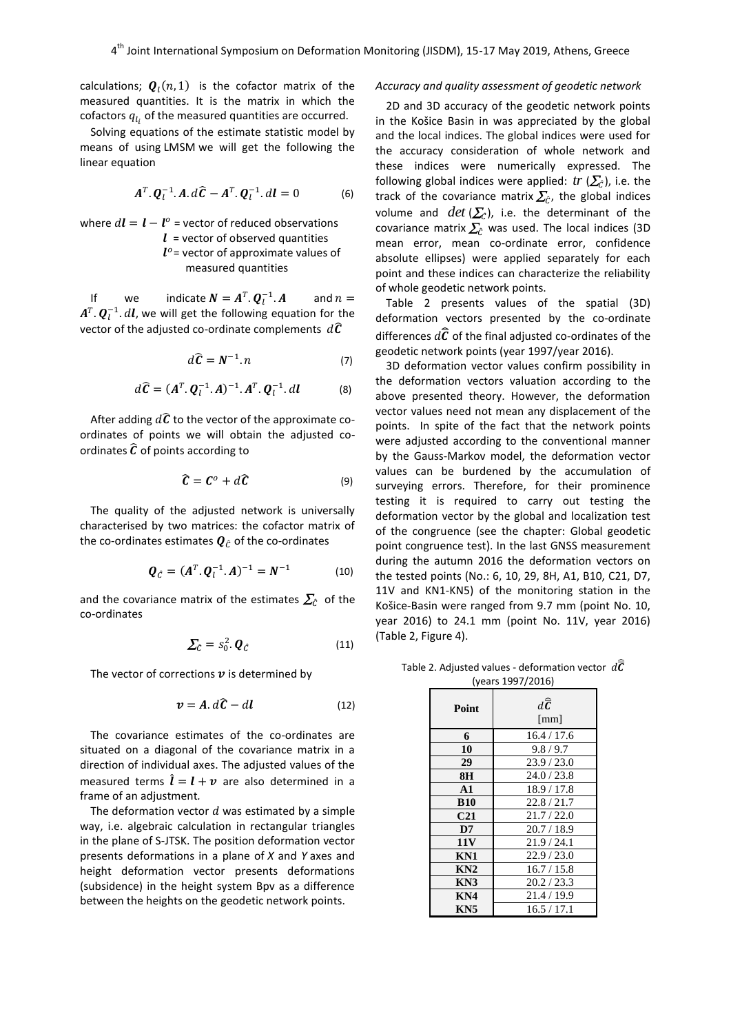calculations; $\boldsymbol{Q}_l(n,1)$ is the cofactor matrix of the measured quantities. It is the matrix in which the cofactors $q_{l_i}$ of the measured quantities are occurred.

Solving equations of the estimate statistic model by means of using LMSM we will get the following the linear equation

$$\boldsymbol{A}^T.\boldsymbol{Q}_l^{-1}.\boldsymbol{A}.d\widehat{\boldsymbol{C}} - \boldsymbol{A}^T.\boldsymbol{Q}_l^{-1}.d\boldsymbol{l} = 0 \tag{6}$$

where $d\boldsymbol{l} = \boldsymbol{l} - \boldsymbol{l}^o$ = vector of reduced observations
$\boldsymbol{l}$ = vector of observed quantities
$\boldsymbol{l}^o$ = vector of approximate values of measured quantities

If we indicate $\boldsymbol{N} = \boldsymbol{A}^T.\boldsymbol{Q}_l^{-1}.\boldsymbol{A}$ and $n = \boldsymbol{A}^T.\boldsymbol{Q}_l^{-1}.d\boldsymbol{l}$, we will get the following equation for the vector of the adjusted co-ordinate complements $d\widehat{\boldsymbol{C}}$

$$d\widehat{\boldsymbol{C}} = \boldsymbol{N}^{-1}.n \tag{7}$$

$$d\widehat{\boldsymbol{C}} = (\boldsymbol{A}^T.\boldsymbol{Q}_l^{-1}.\boldsymbol{A})^{-1}.\boldsymbol{A}^T.\boldsymbol{Q}_l^{-1}.d\boldsymbol{l} \tag{8}$$

After adding $d\widehat{\boldsymbol{C}}$ to the vector of the approximate co-ordinates of points we will obtain the adjusted co-ordinates $\widehat{\boldsymbol{C}}$ of points according to

$$\widehat{\boldsymbol{C}} = \boldsymbol{C}^o + d\widehat{\boldsymbol{C}} \tag{9}$$

The quality of the adjusted network is universally characterised by two matrices: the cofactor matrix of the co-ordinates estimates $\boldsymbol{Q}_{\hat{C}}$ of the co-ordinates

$$\boldsymbol{Q}_{\hat{C}} = (\boldsymbol{A}^T.\boldsymbol{Q}_l^{-1}.\boldsymbol{A})^{-1} = \boldsymbol{N}^{-1} \tag{10}$$

and the covariance matrix of the estimates $\boldsymbol{\Sigma}_{\hat{C}}$ of the co-ordinates

$$\boldsymbol{\Sigma}_{\hat{C}} = s_0^2.\boldsymbol{Q}_{\hat{C}} \tag{11}$$

The vector of corrections $\boldsymbol{v}$ is determined by

$$\boldsymbol{v} = \boldsymbol{A}.d\widehat{\boldsymbol{C}} - d\boldsymbol{l} \tag{12}$$

The covariance estimates of the co-ordinates are situated on a diagonal of the covariance matrix in a direction of individual axes. The adjusted values of the measured terms $\hat{\boldsymbol{l}} = \boldsymbol{l} + \boldsymbol{v}$ are also determined in a frame of an adjustment.

The deformation vector $d$ was estimated by a simple way, i.e. algebraic calculation in rectangular triangles in the plane of S-JTSK. The position deformation vector presents deformations in a plane of *X* and *Y* axes and height deformation vector presents deformations (subsidence) in the height system Bpv as a difference between the heights on the geodetic network points.

*Accuracy and quality assessment of geodetic network*

2D and 3D accuracy of the geodetic network points in the Košice Basin in was appreciated by the global and the local indices. The global indices were used for the accuracy consideration of whole network and these indices were numerically expressed. The following global indices were applied: $tr\,(\boldsymbol{\Sigma}_{\hat{C}})$, i.e. the track of the covariance matrix $\boldsymbol{\Sigma}_{\hat{C}}$, the global indices volume and $det\,(\boldsymbol{\Sigma}_{\hat{C}})$, i.e. the determinant of the covariance matrix $\boldsymbol{\Sigma}_{\hat{C}}$ was used. The local indices (3D mean error, mean co-ordinate error, confidence absolute ellipses) were applied separately for each point and these indices can characterize the reliability of whole geodetic network points.

Table 2 presents values of the spatial (3D) deformation vectors presented by the co-ordinate differences $d\widehat{\boldsymbol{C}}$ of the final adjusted co-ordinates of the geodetic network points (year 1997/year 2016).

3D deformation vector values confirm possibility in the deformation vectors valuation according to the above presented theory. However, the deformation vector values need not mean any displacement of the points. In spite of the fact that the network points were adjusted according to the conventional manner by the Gauss-Markov model, the deformation vector values can be burdened by the accumulation of surveying errors. Therefore, for their prominence testing it is required to carry out testing the deformation vector by the global and localization test of the congruence (see the chapter: Global geodetic point congruence test). In the last GNSS measurement during the autumn 2016 the deformation vectors on the tested points (No.: 6, 10, 29, 8H, A1, B10, C21, D7, 11V and KN1-KN5) of the monitoring station in the Košice-Basin were ranged from 9.7 mm (point No. 10, year 2016) to 24.1 mm (point No. 11V, year 2016) (Table 2, Figure 4).

Table 2. Adjusted values - deformation vector $d\widehat{\widehat{\boldsymbol{C}}}$ (years 1997/2016)

| Point | $d\widehat{\widehat{\boldsymbol{C}}}$ [mm] |
|---|---|
| **6** | 16.4 / 17.6 |
| **10** | 9.8 / 9.7 |
| **29** | 23.9 / 23.0 |
| **8H** | 24.0 / 23.8 |
| **A1** | 18.9 / 17.8 |
| **B10** | 22.8 / 21.7 |
| **C21** | 21.7 / 22.0 |
| **D7** | 20.7 / 18.9 |
| **11V** | 21.9 / 24.1 |
| **KN1** | 22.9 / 23.0 |
| **KN2** | 16.7 / 15.8 |
| **KN3** | 20.2 / 23.3 |
| **KN4** | 21.4 / 19.9 |
| **KN5** | 16.5 / 17.1 |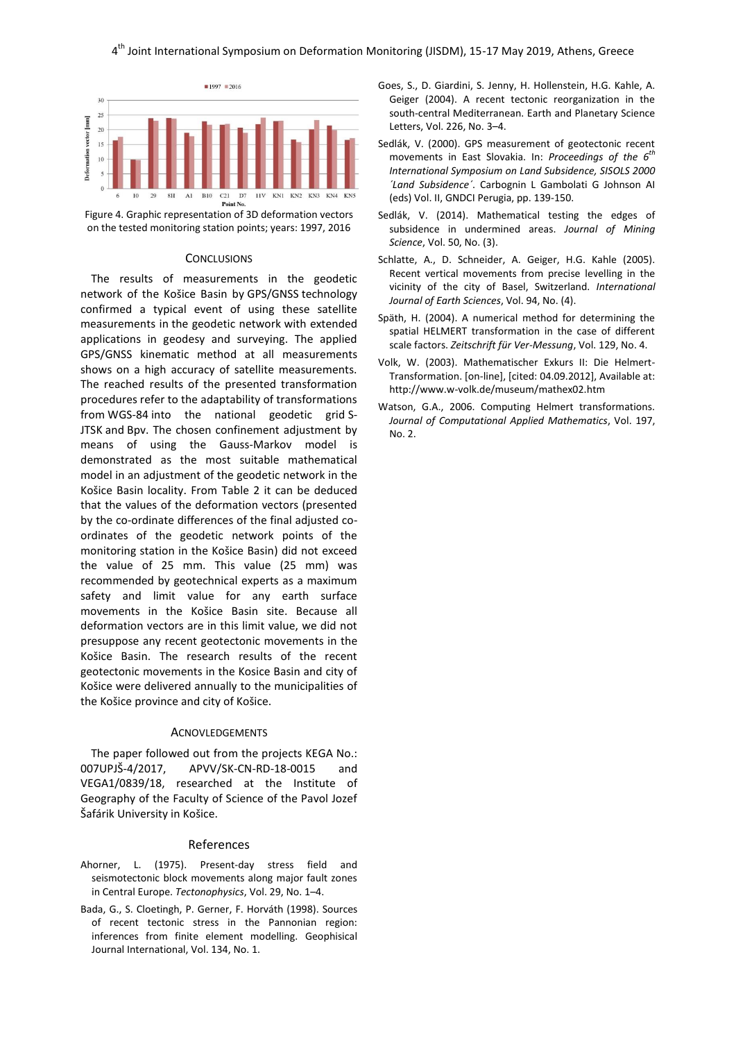■1997 ■2016

Deformation vector [mm]

30
25
20
15
10
5
0

6 10 29 8H A1 B10 C21 D7 11V KN1 KN2 KN3 KN4 KN5

Point No.

Figure 4. Graphic representation of 3D deformation vectors on the tested monitoring station points; years: 1997, 2016

## Conclusions

The results of measurements in the geodetic network of the Košice Basin by GPS/GNSS technology confirmed a typical event of using these satellite measurements in the geodetic network with extended applications in geodesy and surveying. The applied GPS/GNSS kinematic method at all measurements shows on a high accuracy of satellite measurements. The reached results of the presented transformation procedures refer to the adaptability of transformations from WGS-84 into the national geodetic grid S-JTSK and Bpv. The chosen confinement adjustment by means of using the Gauss-Markov model is demonstrated as the most suitable mathematical model in an adjustment of the geodetic network in the Košice Basin locality. From Table 2 it can be deduced that the values of the deformation vectors (presented by the co-ordinate differences of the final adjusted co-ordinates of the geodetic network points of the monitoring station in the Košice Basin) did not exceed the value of 25 mm. This value (25 mm) was recommended by geotechnical experts as a maximum safety and limit value for any earth surface movements in the Košice Basin site. Because all deformation vectors are in this limit value, we did not presuppose any recent geotectonic movements in the Košice Basin. The research results of the recent geotectonic movements in the Kosice Basin and city of Košice were delivered annually to the municipalities of the Košice province and city of Košice.

## Acnovledgements

The paper followed out from the projects KEGA No.: 007UPJŠ-4/2017, APVV/SK-CN-RD-18-0015 and VEGA1/0839/18, researched at the Institute of Geography of the Faculty of Science of the Pavol Jozef Šafárik University in Košice.

## References

Ahorner, L. (1975). Present-day stress field and seismotectonic block movements along major fault zones in Central Europe. *Tectonophysics*, Vol. 29, No. 1–4.

Bada, G., S. Cloetingh, P. Gerner, F. Horváth (1998). Sources of recent tectonic stress in the Pannonian region: inferences from finite element modelling. Geophisical Journal International, Vol. 134, No. 1.

Goes, S., D. Giardini, S. Jenny, H. Hollenstein, H.G. Kahle, A. Geiger (2004). A recent tectonic reorganization in the south-central Mediterranean. Earth and Planetary Science Letters, Vol. 226, No. 3–4.

Sedlák, V. (2000). GPS measurement of geotectonic recent movements in East Slovakia. In: *Proceedings of the 6th International Symposium on Land Subsidence, SISOLS 2000 ´Land Subsidence´*. Carbognin L Gambolati G Johnson AI (eds) Vol. II, GNDCI Perugia, pp. 139-150.

Sedlák, V. (2014). Mathematical testing the edges of subsidence in undermined areas. *Journal of Mining Science*, Vol. 50, No. (3).

Schlatte, A., D. Schneider, A. Geiger, H.G. Kahle (2005). Recent vertical movements from precise levelling in the vicinity of the city of Basel, Switzerland. *International Journal of Earth Sciences*, Vol. 94, No. (4).

Späth, H. (2004). A numerical method for determining the spatial HELMERT transformation in the case of different scale factors. *Zeitschrift für Ver-Messung*, Vol. 129, No. 4.

Volk, W. (2003). Mathematischer Exkurs II: Die Helmert-Transformation. [on-line], [cited: 04.09.2012], Available at: http://www.w-volk.de/museum/mathex02.htm

Watson, G.A., 2006. Computing Helmert transformations. *Journal of Computational Applied Mathematics*, Vol. 197, No. 2.